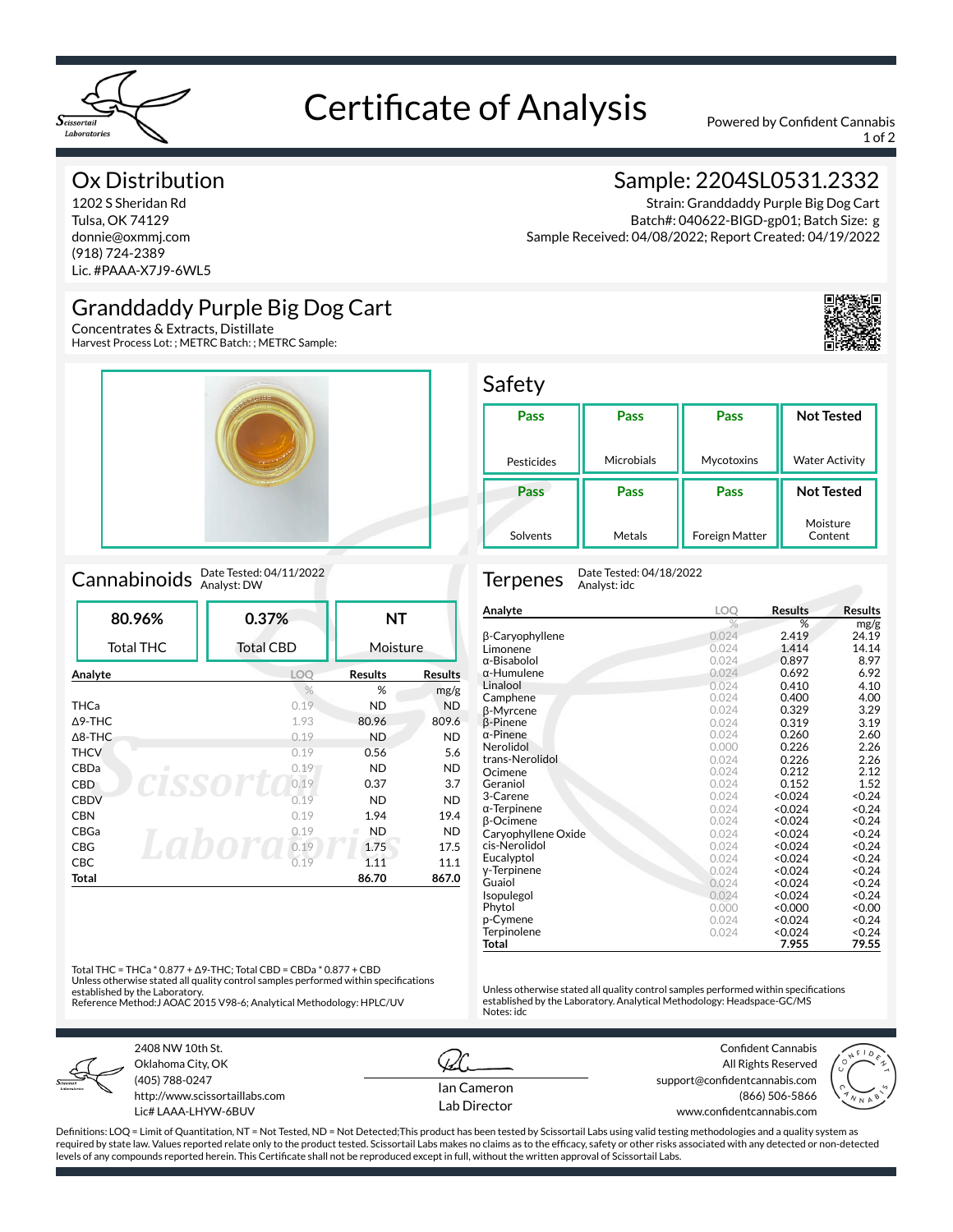# Certificate of Analysis

Powered by Confident Cannabis

## Ox Distribution

1202 S Sheridan Rd
Tulsa, OK 74129
donnie@oxmmj.com
(918) 724-2389
Lic. #PAAA-X7J9-6WL5

## Sample: 2204SL0531.2332

Strain: Granddaddy Purple Big Dog Cart
Batch#: 040622-BIGD-gp01; Batch Size: g
Sample Received: 04/08/2022; Report Created: 04/19/2022

## Granddaddy Purple Big Dog Cart

Concentrates & Extracts, Distillate
Harvest Process Lot: ; METRC Batch: ; METRC Sample:

## Safety

| Pesticides | Microbials | Mycotoxins | Water Activity |
|---|---|---|---|
| Pass | Pass | Pass | Not Tested |

| Solvents | Metals | Foreign Matter | Moisture Content |
|---|---|---|---|
| Pass | Pass | Pass | Not Tested |

## Cannabinoids

Date Tested: 04/11/2022
Analyst: DW

| Total THC | Total CBD | Moisture |
|---|---|---|
| 80.96% | 0.37% | NT |

| Analyte | LOQ | Results | Results |
|---|---|---|---|
| | % | % | mg/g |
| THCa | 0.19 | ND | ND |
| Δ9-THC | 1.93 | 80.96 | 809.6 |
| Δ8-THC | 0.19 | ND | ND |
| THCV | 0.19 | 0.56 | 5.6 |
| CBDa | 0.19 | ND | ND |
| CBD | 0.19 | 0.37 | 3.7 |
| CBDV | 0.19 | ND | ND |
| CBN | 0.19 | 1.94 | 19.4 |
| CBGa | 0.19 | ND | ND |
| CBG | 0.19 | 1.75 | 17.5 |
| CBC | 0.19 | 1.11 | 11.1 |
| **Total** | | **86.70** | **867.0** |

Total THC = THCa * 0.877 + Δ9-THC; Total CBD = CBDa * 0.877 + CBD
Unless otherwise stated all quality control samples performed within specifications established by the Laboratory.
Reference Method:J AOAC 2015 V98-6; Analytical Methodology: HPLC/UV

## Terpenes

Date Tested: 04/18/2022
Analyst: idc

| Analyte | LOQ | Results | Results |
|---|---|---|---|
| | % | % | mg/g |
| β-Caryophyllene | 0.024 | 2.419 | 24.19 |
| Limonene | 0.024 | 1.414 | 14.14 |
| α-Bisabolol | 0.024 | 0.897 | 8.97 |
| α-Humulene | 0.024 | 0.692 | 6.92 |
| Linalool | 0.024 | 0.410 | 4.10 |
| Camphene | 0.024 | 0.400 | 4.00 |
| β-Myrcene | 0.024 | 0.329 | 3.29 |
| β-Pinene | 0.024 | 0.319 | 3.19 |
| α-Pinene | 0.024 | 0.260 | 2.60 |
| Nerolidol | 0.000 | 0.226 | 2.26 |
| trans-Nerolidol | 0.024 | 0.226 | 2.26 |
| Ocimene | 0.024 | 0.212 | 2.12 |
| Geraniol | 0.024 | 0.152 | 1.52 |
| 3-Carene | 0.024 | <0.024 | <0.24 |
| α-Terpinene | 0.024 | <0.024 | <0.24 |
| β-Ocimene | 0.024 | <0.024 | <0.24 |
| Caryophyllene Oxide | 0.024 | <0.024 | <0.24 |
| cis-Nerolidol | 0.024 | <0.024 | <0.24 |
| Eucalyptol | 0.024 | <0.024 | <0.24 |
| γ-Terpinene | 0.024 | <0.024 | <0.24 |
| Guaiol | 0.024 | <0.024 | <0.24 |
| Isopulegol | 0.024 | <0.024 | <0.24 |
| Phytol | 0.000 | <0.000 | <0.00 |
| p-Cymene | 0.024 | <0.024 | <0.24 |
| Terpinolene | 0.024 | <0.024 | <0.24 |
| **Total** | | **7.955** | **79.55** |

Unless otherwise stated all quality control samples performed within specifications established by the Laboratory. Analytical Methodology: Headspace-GC/MS
Notes: idc

---

2408 NW 10th St.
Oklahoma City, OK
(405) 788-0247
http://www.scissortaillabs.com
Lic# LAAA-LHYW-6BUV

Ian Cameron
Lab Director

Confident Cannabis
All Rights Reserved
support@confidentcannabis.com
(866) 506-5866
www.confidentcannabis.com

Definitions: LOQ = Limit of Quantitation, NT = Not Tested, ND = Not Detected;This product has been tested by Scissortail Labs using valid testing methodologies and a quality system as required by state law. Values reported relate only to the product tested. Scissortail Labs makes no claims as to the efficacy, safety or other risks associated with any detected or non-detected levels of any compounds reported herein. This Certificate shall not be reproduced except in full, without the written approval of Scissortail Labs.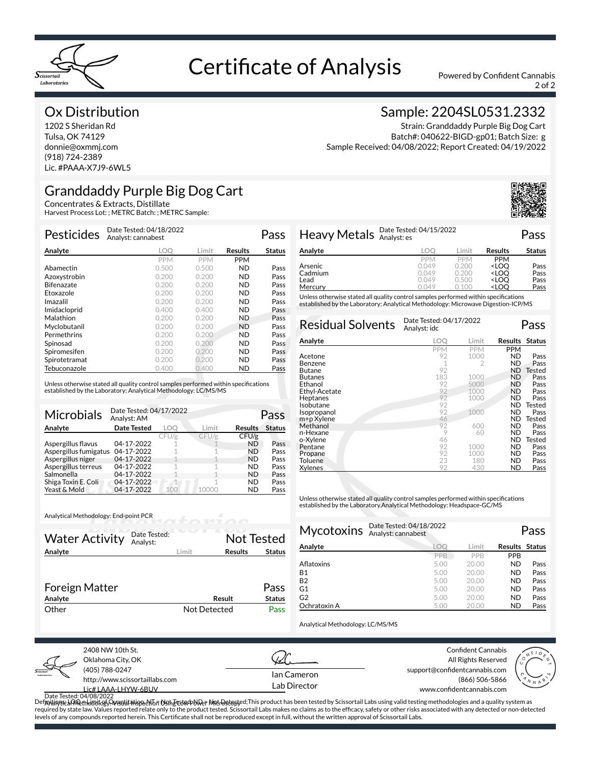# Certificate of Analysis

Powered by Confident Cannabis

## Ox Distribution

1202 S Sheridan Rd
Tulsa, OK 74129
donnie@oxmmj.com
(918) 724-2389
Lic. #PAAA-X7J9-6WL5

## Sample: 2204SL0531.2332

Strain: Granddaddy Purple Big Dog Cart
Batch#: 040622-BIGD-gp01; Batch Size: g
Sample Received: 04/08/2022; Report Created: 04/19/2022

## Granddaddy Purple Big Dog Cart

Concentrates & Extracts, Distillate
Harvest Process Lot: ; METRC Batch: ; METRC Sample:

### Pesticides — Pass

Date Tested: 04/18/2022
Analyst: cannabest

| Analyte | LOQ | Limit | Results | Status |
|---|---|---|---|---|
| | PPM | PPM | PPM | |
| Abamectin | 0.500 | 0.500 | ND | Pass |
| Azoxystrobin | 0.200 | 0.200 | ND | Pass |
| Bifenazate | 0.200 | 0.200 | ND | Pass |
| Etoxazole | 0.200 | 0.200 | ND | Pass |
| Imazalil | 0.200 | 0.200 | ND | Pass |
| Imidacloprid | 0.400 | 0.400 | ND | Pass |
| Malathion | 0.200 | 0.200 | ND | Pass |
| Myclobutanil | 0.200 | 0.200 | ND | Pass |
| Permethrins | 0.200 | 0.200 | ND | Pass |
| Spinosad | 0.200 | 0.200 | ND | Pass |
| Spiromesifen | 0.200 | 0.200 | ND | Pass |
| Spirotetramat | 0.200 | 0.200 | ND | Pass |
| Tebuconazole | 0.400 | 0.400 | ND | Pass |

Unless otherwise stated all quality control samples performed within specifications established by the Laboratory; Analytical Methodology: LC/MS/MS

### Microbials — Pass

Date Tested: 04/17/2022
Analyst: AM

| Analyte | Date Tested | LOQ | Limit | Results | Status |
|---|---|---|---|---|---|
| | | CFU/g | CFU/g | CFU/g | |
| Aspergillus flavus | 04-17-2022 | 1 | 1 | ND | Pass |
| Aspergillus fumigatus | 04-17-2022 | 1 | 1 | ND | Pass |
| Aspergillus niger | 04-17-2022 | 1 | 1 | ND | Pass |
| Aspergillus terreus | 04-17-2022 | 1 | 1 | ND | Pass |
| Salmonella | 04-17-2022 | 1 | 1 | ND | Pass |
| Shiga Toxin E. Coli | 04-17-2022 | 1 | 1 | ND | Pass |
| Yeast & Mold | 04-17-2022 | 100 | 10000 | ND | Pass |

Analytical Methodology: End-point PCR

### Water Activity — Not Tested

Date Tested:
Analyst:

| Analyte | Limit | Results | Status |
|---|---|---|---|

### Foreign Matter — Pass

| Analyte | Result | Status |
|---|---|---|
| Other | Not Detected | Pass |

### Heavy Metals — Pass

Date Tested: 04/15/2022
Analyst: es

| Analyte | LOQ | Limit | Results | Status |
|---|---|---|---|---|
| | PPM | PPM | PPM | |
| Arsenic | 0.049 | 0.200 | <LOQ | Pass |
| Cadmium | 0.049 | 0.200 | <LOQ | Pass |
| Lead | 0.049 | 0.500 | <LOQ | Pass |
| Mercury | 0.049 | 0.100 | <LOQ | Pass |

Unless otherwise stated all quality control samples performed within specifications established by the Laboratory; Analytical Methodology: Microwave Digestion-ICP/MS

### Residual Solvents — Pass

Date Tested: 04/17/2022
Analyst: idc

| Analyte | LOQ | Limit | Results | Status |
|---|---|---|---|---|
| | PPM | PPM | PPM | |
| Acetone | 92 | 1000 | ND | Pass |
| Benzene | 1 | 2 | ND | Pass |
| Butane | 92 | | ND | Tested |
| Butanes | 183 | 1000 | ND | Pass |
| Ethanol | 92 | 5000 | ND | Pass |
| Ethyl-Acetate | 92 | 1000 | ND | Pass |
| Heptanes | 92 | 1000 | ND | Pass |
| Isobutane | 92 | | ND | Tested |
| Isopropanol | 92 | 1000 | ND | Pass |
| m+p Xylene | 46 | | ND | Tested |
| Methanol | 92 | 600 | ND | Pass |
| n-Hexane | 9 | 60 | ND | Pass |
| o-Xylene | 46 | | ND | Tested |
| Pentane | 92 | 1000 | ND | Pass |
| Propane | 92 | 1000 | ND | Pass |
| Toluene | 23 | 180 | ND | Pass |
| Xylenes | 92 | 430 | ND | Pass |

Unless otherwise stated all quality control samples performed within specifications established by the Laboratory.Analytical Methodology: Headspace-GC/MS

### Mycotoxins — Pass

Date Tested: 04/18/2022
Analyst: cannabest

| Analyte | LOQ | Limit | Results | Status |
|---|---|---|---|---|
| | PPB | PPB | PPB | |
| Aflatoxins | 5.00 | 20.00 | ND | Pass |
| B1 | 5.00 | 20.00 | ND | Pass |
| B2 | 5.00 | 20.00 | ND | Pass |
| G1 | 5.00 | 20.00 | ND | Pass |
| G2 | 5.00 | 20.00 | ND | Pass |
| Ochratoxin A | 5.00 | 20.00 | ND | Pass |

Analytical Methodology: LC/MS/MS

Date Tested: 04/08/2022
Analytical Methodology: Visual Inspection Using Low Power Microscopy

---

2408 NW 10th St.
Oklahoma City, OK
(405) 788-0247
http://www.scissortaillabs.com
Lic# LAAA-LHYW-6BUV

Ian Cameron
Lab Director

Confident Cannabis
All Rights Reserved
support@confidentcannabis.com
(866) 506-5866
www.confidentcannabis.com

Definitions: LOQ = Limit of Quantitation, NT = Not Tested, ND = Not Detected; This product has been tested by Scissortail Labs using valid testing methodologies and a quality system as required by state law. Values reported relate only to the product tested. Scissortail Labs makes no claims as to the efficacy, safety or other risks associated with any detected or non-detected levels of any compounds reported herein. This Certificate shall not be reproduced except in full, without the written approval of Scissortail Labs.